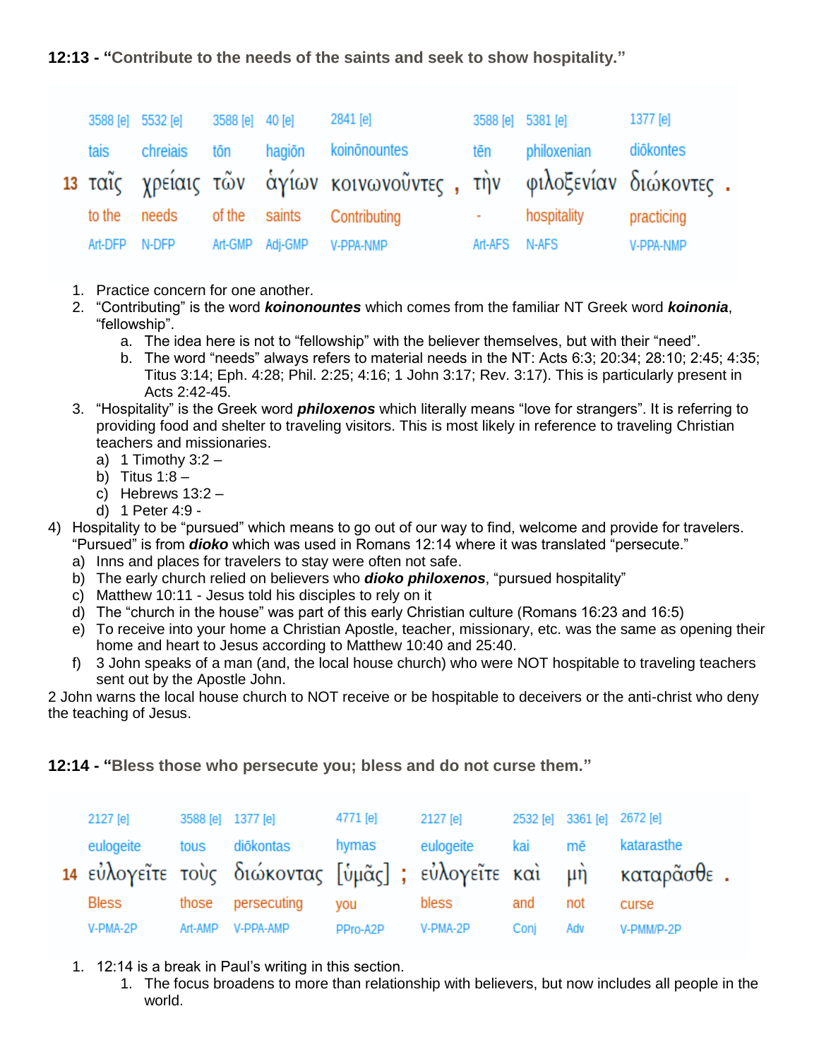**12:13 - "Contribute to the needs of the saints and seek to show hospitality."**

| | | | | | | | | |
|---|---|---|---|---|---|---|---|---|
| | 3588 [e] | 5532 [e] | 3588 [e] | 40 [e] | 2841 [e] | 3588 [e] | 5381 [e] | 1377 [e] |
| | tais | chreiais | tōn | hagiōn | koinōnountes | tēn | philoxenian | diōkontes |
| 13 | ταῖς | χρείαις | τῶν | ἁγίων | κοινωνοῦντες , | τὴν | φιλοξενίαν | διώκοντες . |
| | to the | needs | of the | saints | Contributing | - | hospitality | practicing |
| | Art-DFP | N-DFP | Art-GMP | Adj-GMP | V-PPA-NMP | Art-AFS | N-AFS | V-PPA-NMP |

1. Practice concern for one another.
2. "Contributing" is the word ***koinonountes*** which comes from the familiar NT Greek word ***koinonia***, "fellowship".
   a. The idea here is not to "fellowship" with the believer themselves, but with their "need".
   b. The word "needs" always refers to material needs in the NT: Acts 6:3; 20:34; 28:10; 2:45; 4:35; Titus 3:14; Eph. 4:28; Phil. 2:25; 4:16; 1 John 3:17; Rev. 3:17). This is particularly present in Acts 2:42-45.
3. "Hospitality" is the Greek word ***philoxenos*** which literally means "love for strangers". It is referring to providing food and shelter to traveling visitors. This is most likely in reference to traveling Christian teachers and missionaries.
   a) 1 Timothy 3:2 –
   b) Titus 1:8 –
   c) Hebrews 13:2 –
   d) 1 Peter 4:9 -

4) Hospitality to be "pursued" which means to go out of our way to find, welcome and provide for travelers. "Pursued" is from ***dioko*** which was used in Romans 12:14 where it was translated "persecute."
   a) Inns and places for travelers to stay were often not safe.
   b) The early church relied on believers who ***dioko philoxenos***, "pursued hospitality"
   c) Matthew 10:11 - Jesus told his disciples to rely on it
   d) The "church in the house" was part of this early Christian culture (Romans 16:23 and 16:5)
   e) To receive into your home a Christian Apostle, teacher, missionary, etc. was the same as opening their home and heart to Jesus according to Matthew 10:40 and 25:40.
   f) 3 John speaks of a man (and, the local house church) who were NOT hospitable to traveling teachers sent out by the Apostle John.

2 John warns the local house church to NOT receive or be hospitable to deceivers or the anti-christ who deny the teaching of Jesus.

**12:14 - "Bless those who persecute you; bless and do not curse them."**

| | | | | | | | | |
|---|---|---|---|---|---|---|---|---|
| | 2127 [e] | 3588 [e] | 1377 [e] | 4771 [e] | 2127 [e] | 2532 [e] | 3361 [e] | 2672 [e] |
| | eulogeite | tous | diōkontas | hymas | eulogeite | kai | mē | katarasthe |
| 14 | εὐλογεῖτε | τοὺς | διώκοντας | [ὑμᾶς] ; | εὐλογεῖτε | καὶ | μὴ | καταρᾶσθε . |
| | Bless | those | persecuting | you | bless | and | not | curse |
| | V-PMA-2P | Art-AMP | V-PPA-AMP | PPro-A2P | V-PMA-2P | Conj | Adv | V-PMM/P-2P |

1. 12:14 is a break in Paul's writing in this section.
   1. The focus broadens to more than relationship with believers, but now includes all people in the world.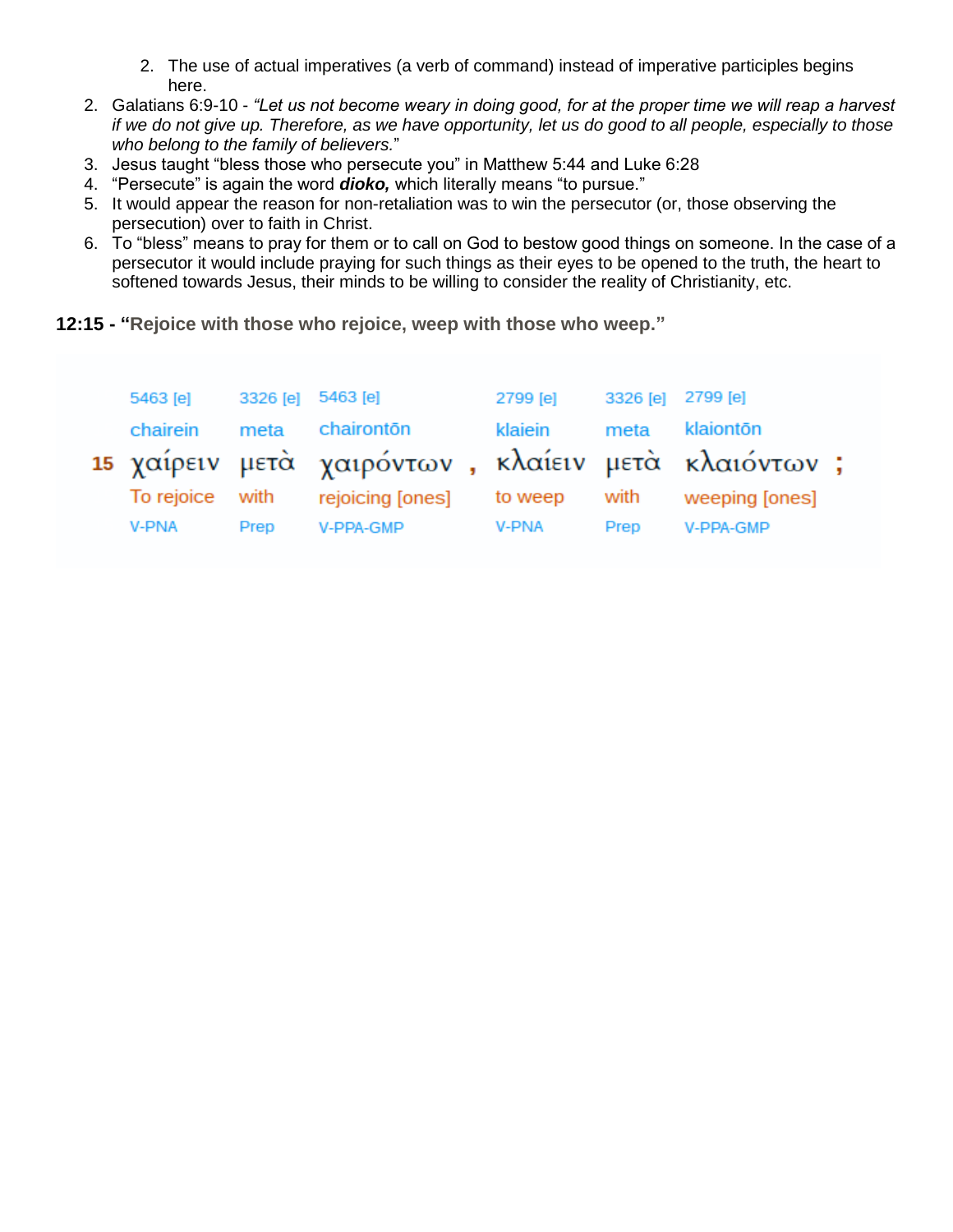2. The use of actual imperatives (a verb of command) instead of imperative participles begins here.
2. Galatians 6:9-10 - *"Let us not become weary in doing good, for at the proper time we will reap a harvest if we do not give up. Therefore, as we have opportunity, let us do good to all people, especially to those who belong to the family of believers."*
3. Jesus taught "bless those who persecute you" in Matthew 5:44 and Luke 6:28
4. "Persecute" is again the word ***dioko,*** which literally means "to pursue."
5. It would appear the reason for non-retaliation was to win the persecutor (or, those observing the persecution) over to faith in Christ.
6. To "bless" means to pray for them or to call on God to bestow good things on someone. In the case of a persecutor it would include praying for such things as their eyes to be opened to the truth, the heart to softened towards Jesus, their minds to be willing to consider the reality of Christianity, etc.

**12:15 - "Rejoice with those who rejoice, weep with those who weep."**

| | | | | | | | | |
|---|---|---|---|---|---|---|---|---|
| | 5463 [e] | 3326 [e] | 5463 [e] | | 2799 [e] | 3326 [e] | 2799 [e] | |
| | chairein | meta | chairontōn | | klaiein | meta | klaiontōn | |
| 15 | χαίρειν | μετὰ | χαιρόντων | , | κλαίειν | μετὰ | κλαιόντων | ; |
| | To rejoice | with | rejoicing [ones] | | to weep | with | weeping [ones] | |
| | V-PNA | Prep | V-PPA-GMP | | V-PNA | Prep | V-PPA-GMP | |